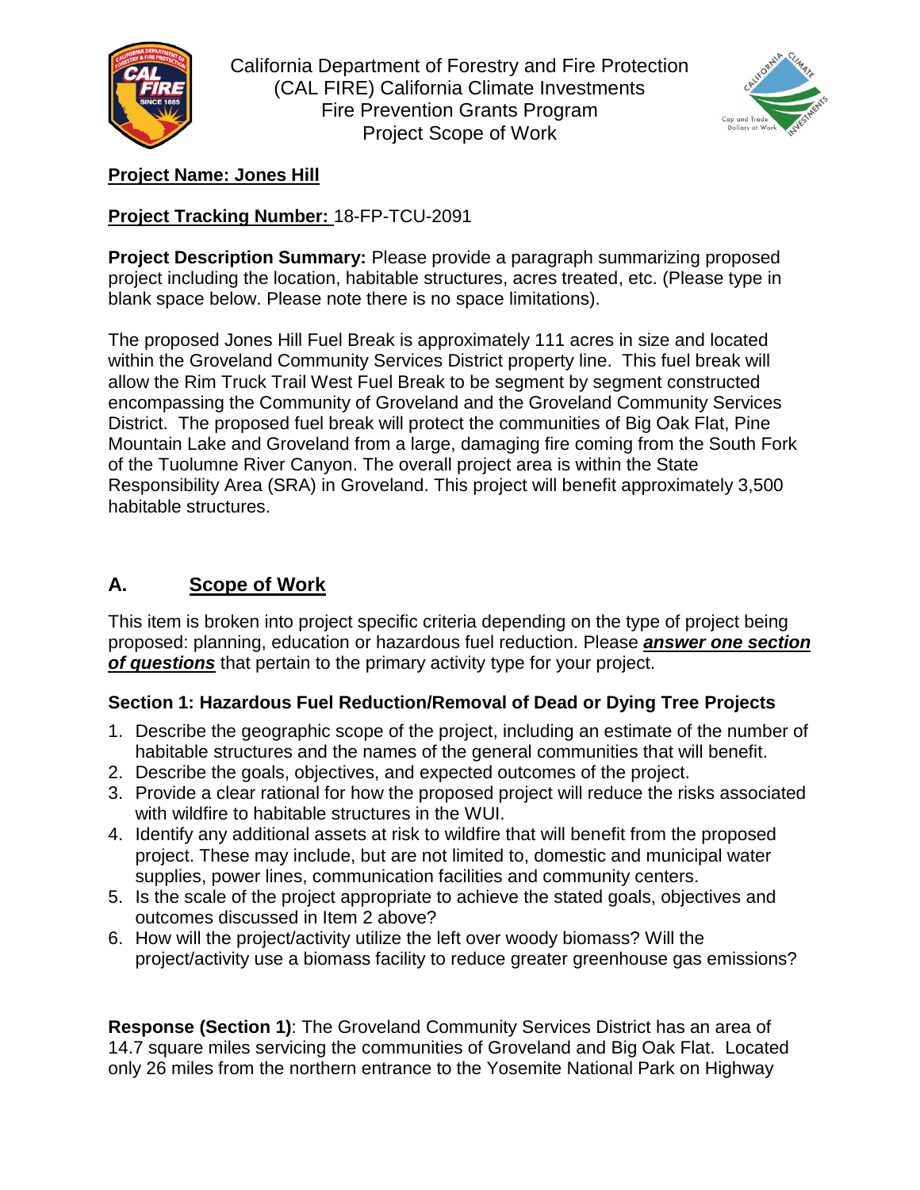California Department of Forestry and Fire Protection (CAL FIRE) California Climate Investments Fire Prevention Grants Program Project Scope of Work

**Project Name: Jones Hill**

**Project Tracking Number:** 18-FP-TCU-2091

**Project Description Summary:** Please provide a paragraph summarizing proposed project including the location, habitable structures, acres treated, etc. (Please type in blank space below. Please note there is no space limitations).

The proposed Jones Hill Fuel Break is approximately 111 acres in size and located within the Groveland Community Services District property line. This fuel break will allow the Rim Truck Trail West Fuel Break to be segment by segment constructed encompassing the Community of Groveland and the Groveland Community Services District. The proposed fuel break will protect the communities of Big Oak Flat, Pine Mountain Lake and Groveland from a large, damaging fire coming from the South Fork of the Tuolumne River Canyon. The overall project area is within the State Responsibility Area (SRA) in Groveland. This project will benefit approximately 3,500 habitable structures.

## A. Scope of Work

This item is broken into project specific criteria depending on the type of project being proposed: planning, education or hazardous fuel reduction. Please ***answer one section of questions*** that pertain to the primary activity type for your project.

### Section 1: Hazardous Fuel Reduction/Removal of Dead or Dying Tree Projects

1. Describe the geographic scope of the project, including an estimate of the number of habitable structures and the names of the general communities that will benefit.
2. Describe the goals, objectives, and expected outcomes of the project.
3. Provide a clear rational for how the proposed project will reduce the risks associated with wildfire to habitable structures in the WUI.
4. Identify any additional assets at risk to wildfire that will benefit from the proposed project. These may include, but are not limited to, domestic and municipal water supplies, power lines, communication facilities and community centers.
5. Is the scale of the project appropriate to achieve the stated goals, objectives and outcomes discussed in Item 2 above?
6. How will the project/activity utilize the left over woody biomass? Will the project/activity use a biomass facility to reduce greater greenhouse gas emissions?

**Response (Section 1)**: The Groveland Community Services District has an area of 14.7 square miles servicing the communities of Groveland and Big Oak Flat. Located only 26 miles from the northern entrance to the Yosemite National Park on Highway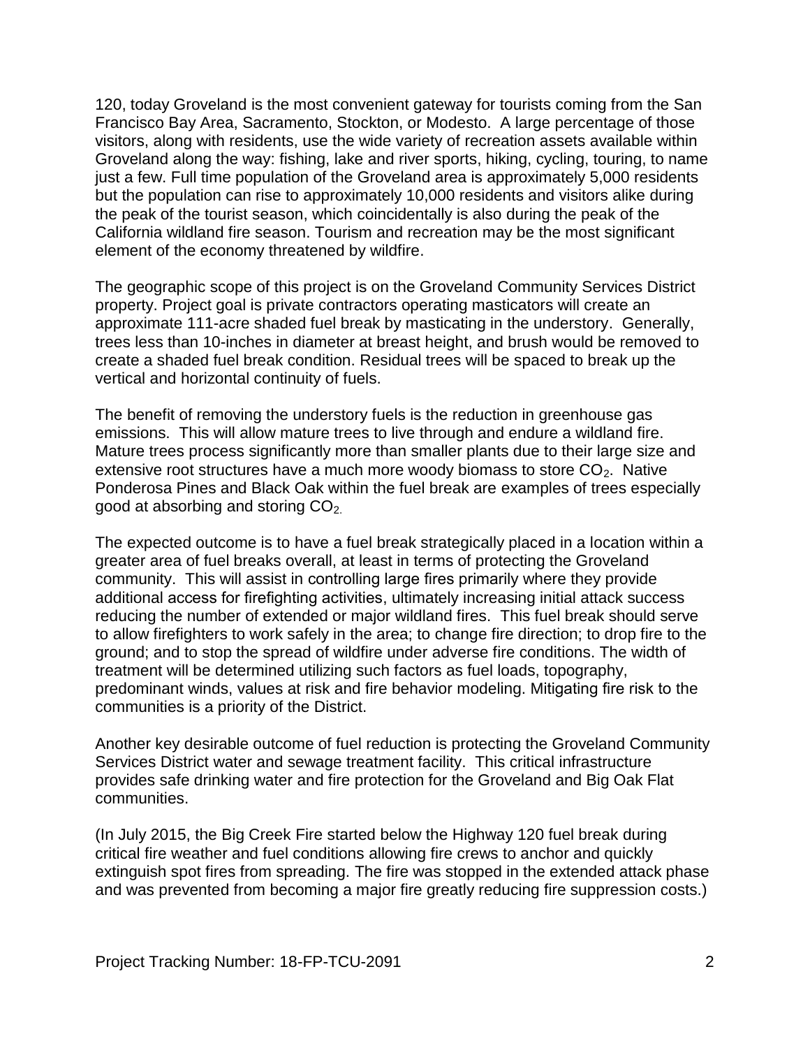120, today Groveland is the most convenient gateway for tourists coming from the San Francisco Bay Area, Sacramento, Stockton, or Modesto. A large percentage of those visitors, along with residents, use the wide variety of recreation assets available within Groveland along the way: fishing, lake and river sports, hiking, cycling, touring, to name just a few. Full time population of the Groveland area is approximately 5,000 residents but the population can rise to approximately 10,000 residents and visitors alike during the peak of the tourist season, which coincidentally is also during the peak of the California wildland fire season. Tourism and recreation may be the most significant element of the economy threatened by wildfire.

The geographic scope of this project is on the Groveland Community Services District property. Project goal is private contractors operating masticators will create an approximate 111-acre shaded fuel break by masticating in the understory. Generally, trees less than 10-inches in diameter at breast height, and brush would be removed to create a shaded fuel break condition. Residual trees will be spaced to break up the vertical and horizontal continuity of fuels.

The benefit of removing the understory fuels is the reduction in greenhouse gas emissions. This will allow mature trees to live through and endure a wildland fire. Mature trees process significantly more than smaller plants due to their large size and extensive root structures have a much more woody biomass to store $CO_2$. Native Ponderosa Pines and Black Oak within the fuel break are examples of trees especially good at absorbing and storing $CO_2$.

The expected outcome is to have a fuel break strategically placed in a location within a greater area of fuel breaks overall, at least in terms of protecting the Groveland community. This will assist in controlling large fires primarily where they provide additional access for firefighting activities, ultimately increasing initial attack success reducing the number of extended or major wildland fires. This fuel break should serve to allow firefighters to work safely in the area; to change fire direction; to drop fire to the ground; and to stop the spread of wildfire under adverse fire conditions. The width of treatment will be determined utilizing such factors as fuel loads, topography, predominant winds, values at risk and fire behavior modeling. Mitigating fire risk to the communities is a priority of the District.

Another key desirable outcome of fuel reduction is protecting the Groveland Community Services District water and sewage treatment facility. This critical infrastructure provides safe drinking water and fire protection for the Groveland and Big Oak Flat communities.

(In July 2015, the Big Creek Fire started below the Highway 120 fuel break during critical fire weather and fuel conditions allowing fire crews to anchor and quickly extinguish spot fires from spreading. The fire was stopped in the extended attack phase and was prevented from becoming a major fire greatly reducing fire suppression costs.)

Project Tracking Number: 18-FP-TCU-2091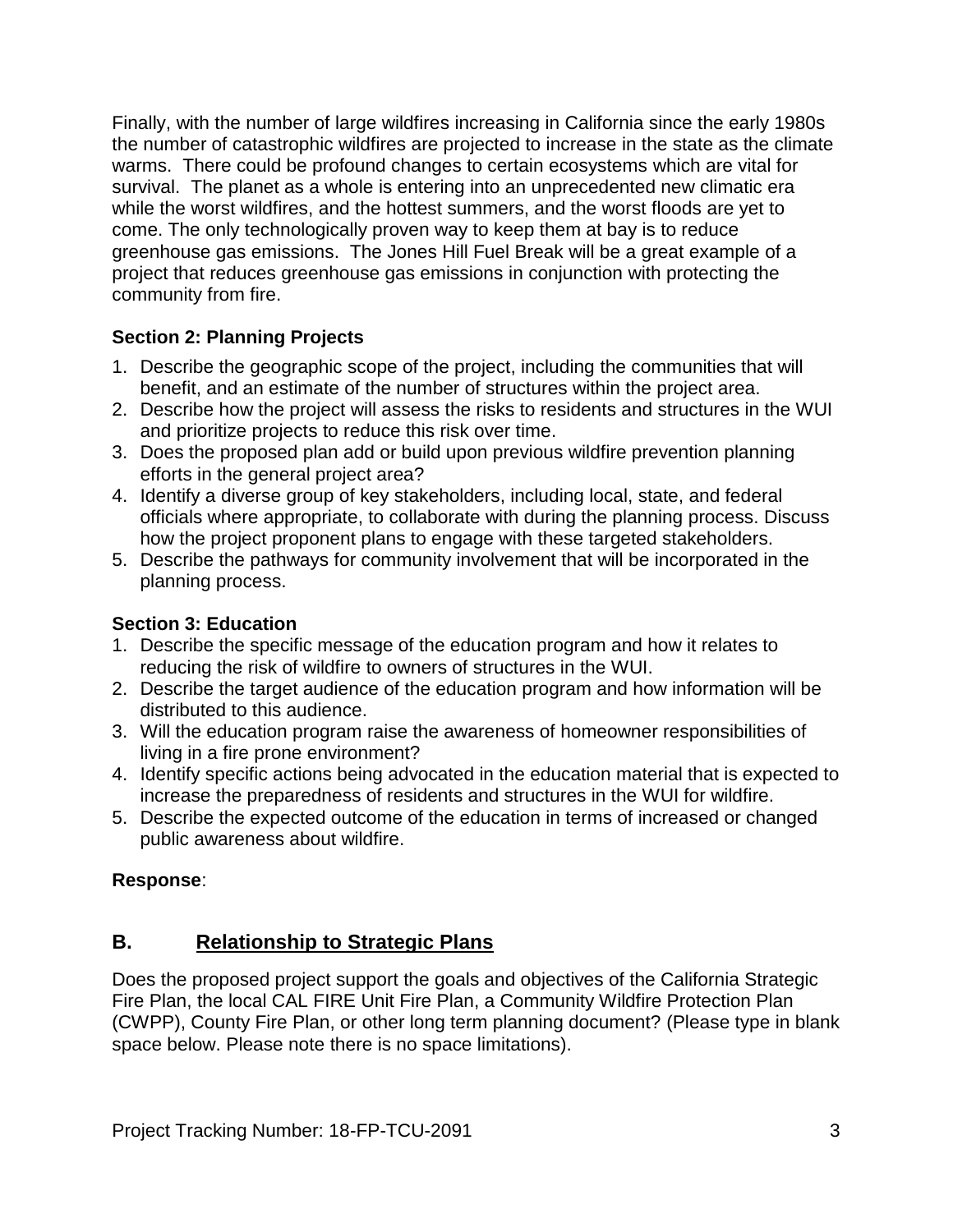Finally, with the number of large wildfires increasing in California since the early 1980s the number of catastrophic wildfires are projected to increase in the state as the climate warms. There could be profound changes to certain ecosystems which are vital for survival. The planet as a whole is entering into an unprecedented new climatic era while the worst wildfires, and the hottest summers, and the worst floods are yet to come. The only technologically proven way to keep them at bay is to reduce greenhouse gas emissions. The Jones Hill Fuel Break will be a great example of a project that reduces greenhouse gas emissions in conjunction with protecting the community from fire.

**Section 2: Planning Projects**

1. Describe the geographic scope of the project, including the communities that will benefit, and an estimate of the number of structures within the project area.
2. Describe how the project will assess the risks to residents and structures in the WUI and prioritize projects to reduce this risk over time.
3. Does the proposed plan add or build upon previous wildfire prevention planning efforts in the general project area?
4. Identify a diverse group of key stakeholders, including local, state, and federal officials where appropriate, to collaborate with during the planning process. Discuss how the project proponent plans to engage with these targeted stakeholders.
5. Describe the pathways for community involvement that will be incorporated in the planning process.

**Section 3: Education**

1. Describe the specific message of the education program and how it relates to reducing the risk of wildfire to owners of structures in the WUI.
2. Describe the target audience of the education program and how information will be distributed to this audience.
3. Will the education program raise the awareness of homeowner responsibilities of living in a fire prone environment?
4. Identify specific actions being advocated in the education material that is expected to increase the preparedness of residents and structures in the WUI for wildfire.
5. Describe the expected outcome of the education in terms of increased or changed public awareness about wildfire.

**Response**:

## B. Relationship to Strategic Plans

Does the proposed project support the goals and objectives of the California Strategic Fire Plan, the local CAL FIRE Unit Fire Plan, a Community Wildfire Protection Plan (CWPP), County Fire Plan, or other long term planning document? (Please type in blank space below. Please note there is no space limitations).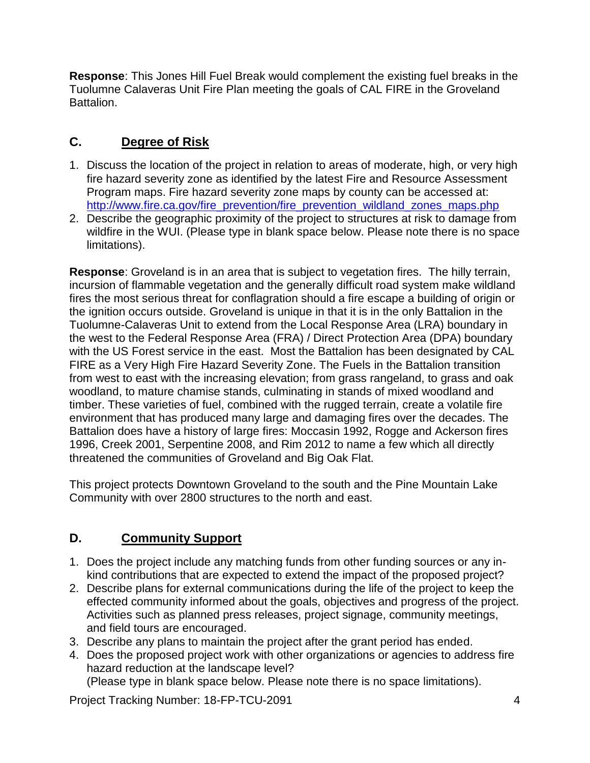**Response**: This Jones Hill Fuel Break would complement the existing fuel breaks in the Tuolumne Calaveras Unit Fire Plan meeting the goals of CAL FIRE in the Groveland Battalion.

## C. Degree of Risk

1. Discuss the location of the project in relation to areas of moderate, high, or very high fire hazard severity zone as identified by the latest Fire and Resource Assessment Program maps. Fire hazard severity zone maps by county can be accessed at: [http://www.fire.ca.gov/fire_prevention/fire_prevention_wildland_zones_maps.php](http://www.fire.ca.gov/fire_prevention/fire_prevention_wildland_zones_maps.php)
2. Describe the geographic proximity of the project to structures at risk to damage from wildfire in the WUI. (Please type in blank space below. Please note there is no space limitations).

**Response**: Groveland is in an area that is subject to vegetation fires. The hilly terrain, incursion of flammable vegetation and the generally difficult road system make wildland fires the most serious threat for conflagration should a fire escape a building of origin or the ignition occurs outside. Groveland is unique in that it is in the only Battalion in the Tuolumne-Calaveras Unit to extend from the Local Response Area (LRA) boundary in the west to the Federal Response Area (FRA) / Direct Protection Area (DPA) boundary with the US Forest service in the east. Most the Battalion has been designated by CAL FIRE as a Very High Fire Hazard Severity Zone. The Fuels in the Battalion transition from west to east with the increasing elevation; from grass rangeland, to grass and oak woodland, to mature chamise stands, culminating in stands of mixed woodland and timber. These varieties of fuel, combined with the rugged terrain, create a volatile fire environment that has produced many large and damaging fires over the decades. The Battalion does have a history of large fires: Moccasin 1992, Rogge and Ackerson fires 1996, Creek 2001, Serpentine 2008, and Rim 2012 to name a few which all directly threatened the communities of Groveland and Big Oak Flat.

This project protects Downtown Groveland to the south and the Pine Mountain Lake Community with over 2800 structures to the north and east.

## D. Community Support

1. Does the project include any matching funds from other funding sources or any in-kind contributions that are expected to extend the impact of the proposed project?
2. Describe plans for external communications during the life of the project to keep the effected community informed about the goals, objectives and progress of the project. Activities such as planned press releases, project signage, community meetings, and field tours are encouraged.
3. Describe any plans to maintain the project after the grant period has ended.
4. Does the proposed project work with other organizations or agencies to address fire hazard reduction at the landscape level?
   (Please type in blank space below. Please note there is no space limitations).

Project Tracking Number: 18-FP-TCU-2091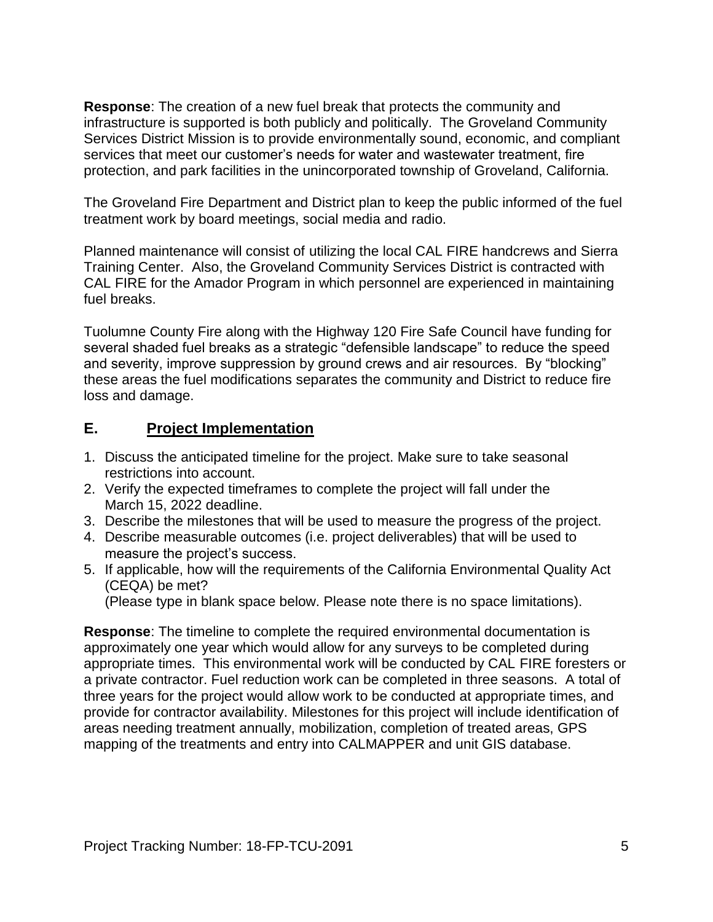**Response**: The creation of a new fuel break that protects the community and infrastructure is supported is both publicly and politically. The Groveland Community Services District Mission is to provide environmentally sound, economic, and compliant services that meet our customer's needs for water and wastewater treatment, fire protection, and park facilities in the unincorporated township of Groveland, California.

The Groveland Fire Department and District plan to keep the public informed of the fuel treatment work by board meetings, social media and radio.

Planned maintenance will consist of utilizing the local CAL FIRE handcrews and Sierra Training Center. Also, the Groveland Community Services District is contracted with CAL FIRE for the Amador Program in which personnel are experienced in maintaining fuel breaks.

Tuolumne County Fire along with the Highway 120 Fire Safe Council have funding for several shaded fuel breaks as a strategic "defensible landscape" to reduce the speed and severity, improve suppression by ground crews and air resources. By "blocking" these areas the fuel modifications separates the community and District to reduce fire loss and damage.

## E. <u>Project Implementation</u>

1. Discuss the anticipated timeline for the project. Make sure to take seasonal restrictions into account.
2. Verify the expected timeframes to complete the project will fall under the March 15, 2022 deadline.
3. Describe the milestones that will be used to measure the progress of the project.
4. Describe measurable outcomes (i.e. project deliverables) that will be used to measure the project's success.
5. If applicable, how will the requirements of the California Environmental Quality Act (CEQA) be met?
   (Please type in blank space below. Please note there is no space limitations).

**Response**: The timeline to complete the required environmental documentation is approximately one year which would allow for any surveys to be completed during appropriate times. This environmental work will be conducted by CAL FIRE foresters or a private contractor. Fuel reduction work can be completed in three seasons. A total of three years for the project would allow work to be conducted at appropriate times, and provide for contractor availability. Milestones for this project will include identification of areas needing treatment annually, mobilization, completion of treated areas, GPS mapping of the treatments and entry into CALMAPPER and unit GIS database.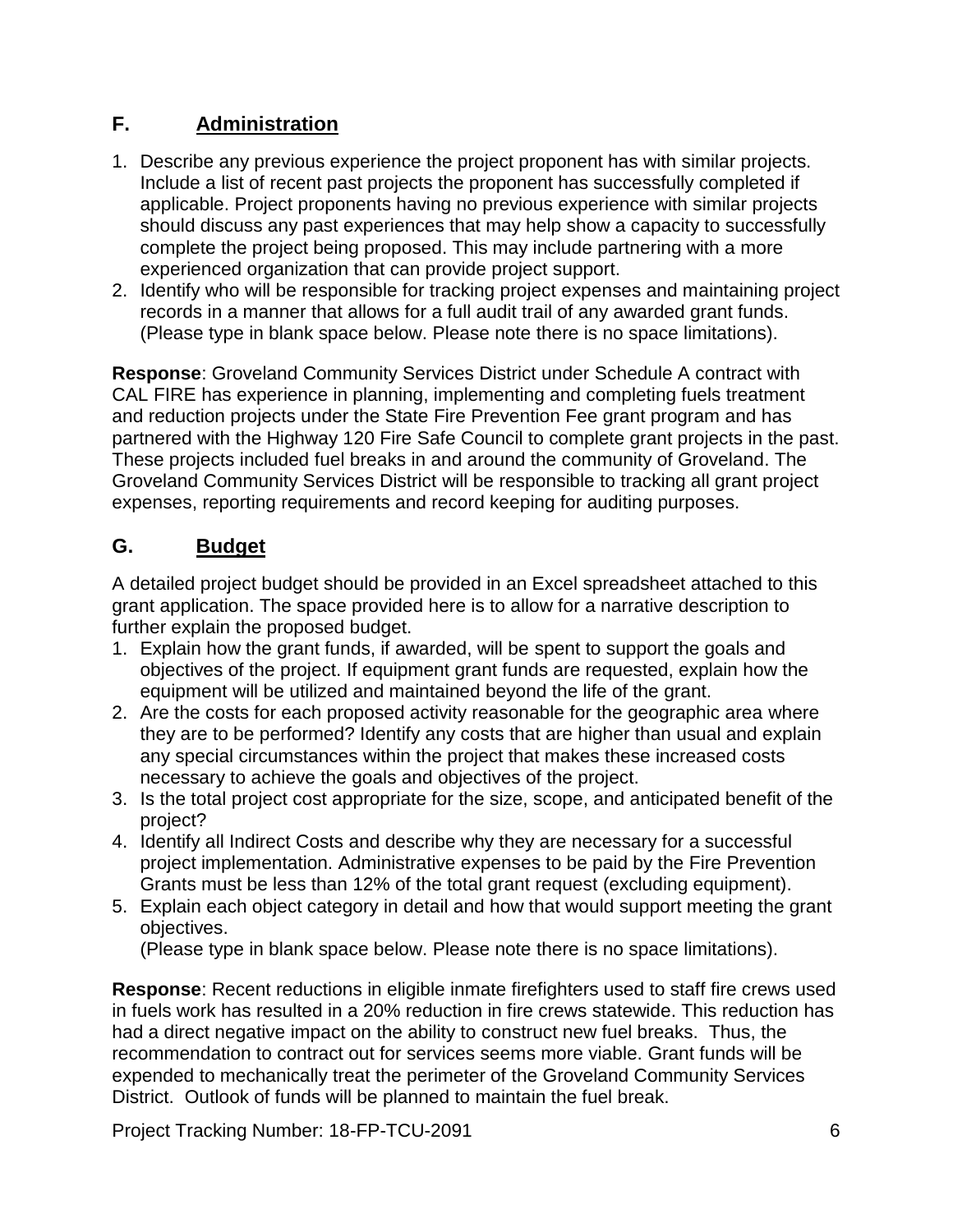## F. Administration

1. Describe any previous experience the project proponent has with similar projects. Include a list of recent past projects the proponent has successfully completed if applicable. Project proponents having no previous experience with similar projects should discuss any past experiences that may help show a capacity to successfully complete the project being proposed. This may include partnering with a more experienced organization that can provide project support.
2. Identify who will be responsible for tracking project expenses and maintaining project records in a manner that allows for a full audit trail of any awarded grant funds. (Please type in blank space below. Please note there is no space limitations).

**Response**: Groveland Community Services District under Schedule A contract with CAL FIRE has experience in planning, implementing and completing fuels treatment and reduction projects under the State Fire Prevention Fee grant program and has partnered with the Highway 120 Fire Safe Council to complete grant projects in the past. These projects included fuel breaks in and around the community of Groveland. The Groveland Community Services District will be responsible to tracking all grant project expenses, reporting requirements and record keeping for auditing purposes.

## G. Budget

A detailed project budget should be provided in an Excel spreadsheet attached to this grant application. The space provided here is to allow for a narrative description to further explain the proposed budget.

1. Explain how the grant funds, if awarded, will be spent to support the goals and objectives of the project. If equipment grant funds are requested, explain how the equipment will be utilized and maintained beyond the life of the grant.
2. Are the costs for each proposed activity reasonable for the geographic area where they are to be performed? Identify any costs that are higher than usual and explain any special circumstances within the project that makes these increased costs necessary to achieve the goals and objectives of the project.
3. Is the total project cost appropriate for the size, scope, and anticipated benefit of the project?
4. Identify all Indirect Costs and describe why they are necessary for a successful project implementation. Administrative expenses to be paid by the Fire Prevention Grants must be less than 12% of the total grant request (excluding equipment).
5. Explain each object category in detail and how that would support meeting the grant objectives.
   (Please type in blank space below. Please note there is no space limitations).

**Response**: Recent reductions in eligible inmate firefighters used to staff fire crews used in fuels work has resulted in a 20% reduction in fire crews statewide. This reduction has had a direct negative impact on the ability to construct new fuel breaks. Thus, the recommendation to contract out for services seems more viable. Grant funds will be expended to mechanically treat the perimeter of the Groveland Community Services District. Outlook of funds will be planned to maintain the fuel break.

Project Tracking Number: 18-FP-TCU-2091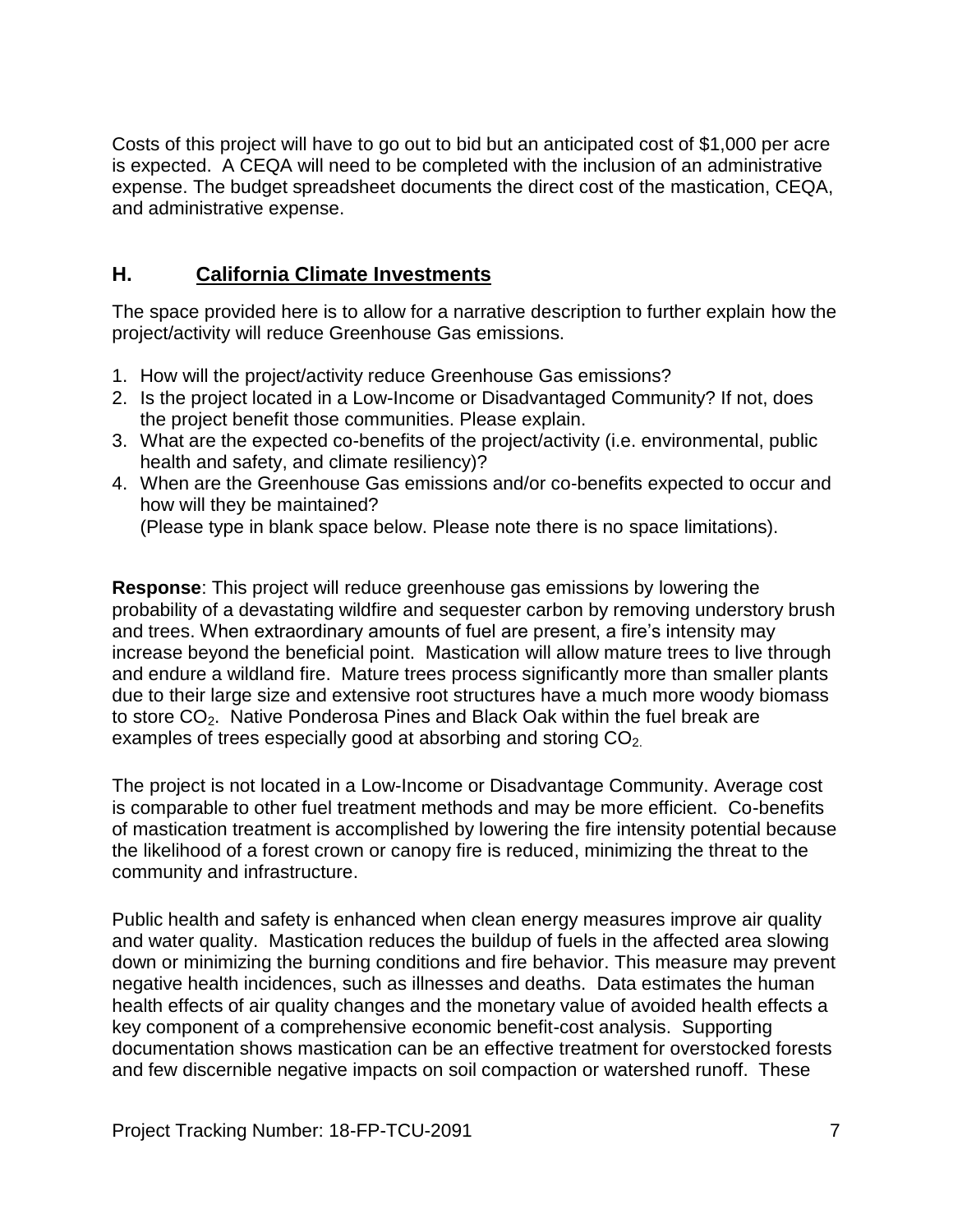Costs of this project will have to go out to bid but an anticipated cost of $1,000 per acre is expected. A CEQA will need to be completed with the inclusion of an administrative expense. The budget spreadsheet documents the direct cost of the mastication, CEQA, and administrative expense.

## H. California Climate Investments

The space provided here is to allow for a narrative description to further explain how the project/activity will reduce Greenhouse Gas emissions.

1. How will the project/activity reduce Greenhouse Gas emissions?
2. Is the project located in a Low-Income or Disadvantaged Community? If not, does the project benefit those communities. Please explain.
3. What are the expected co-benefits of the project/activity (i.e. environmental, public health and safety, and climate resiliency)?
4. When are the Greenhouse Gas emissions and/or co-benefits expected to occur and how will they be maintained?
   (Please type in blank space below. Please note there is no space limitations).

**Response**: This project will reduce greenhouse gas emissions by lowering the probability of a devastating wildfire and sequester carbon by removing understory brush and trees. When extraordinary amounts of fuel are present, a fire's intensity may increase beyond the beneficial point. Mastication will allow mature trees to live through and endure a wildland fire. Mature trees process significantly more than smaller plants due to their large size and extensive root structures have a much more woody biomass to store $CO_2$. Native Ponderosa Pines and Black Oak within the fuel break are examples of trees especially good at absorbing and storing $CO_2$.

The project is not located in a Low-Income or Disadvantage Community. Average cost is comparable to other fuel treatment methods and may be more efficient. Co-benefits of mastication treatment is accomplished by lowering the fire intensity potential because the likelihood of a forest crown or canopy fire is reduced, minimizing the threat to the community and infrastructure.

Public health and safety is enhanced when clean energy measures improve air quality and water quality. Mastication reduces the buildup of fuels in the affected area slowing down or minimizing the burning conditions and fire behavior. This measure may prevent negative health incidences, such as illnesses and deaths. Data estimates the human health effects of air quality changes and the monetary value of avoided health effects a key component of a comprehensive economic benefit-cost analysis. Supporting documentation shows mastication can be an effective treatment for overstocked forests and few discernible negative impacts on soil compaction or watershed runoff. These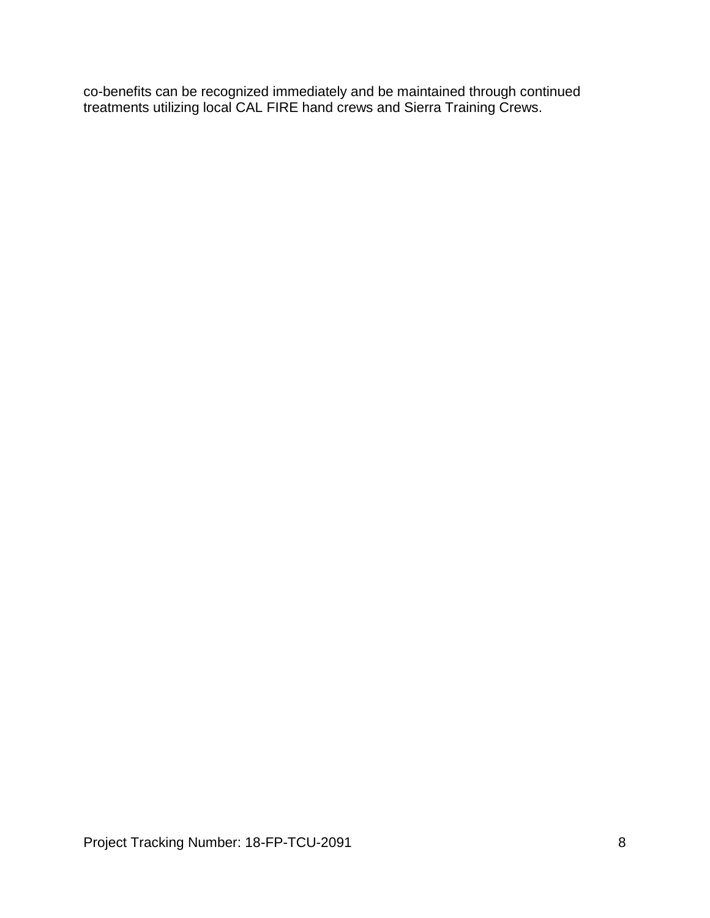co-benefits can be recognized immediately and be maintained through continued treatments utilizing local CAL FIRE hand crews and Sierra Training Crews.